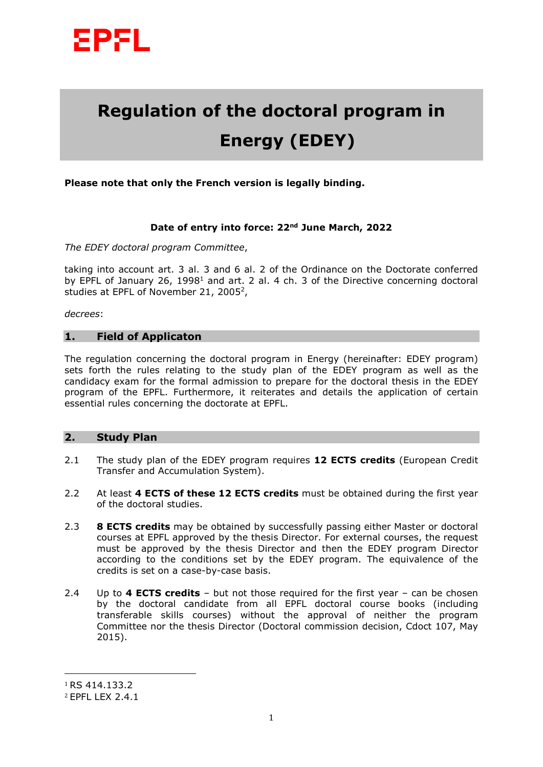EPFL

# Regulation of the doctoral program in Energy (EDEY)

**Please note that only the French version is legally binding.**

**Date of entry into force: 22nd June March, 2022**

*The EDEY doctoral program Committee*,

taking into account art. 3 al. 3 and 6 al. 2 of the Ordinance on the Doctorate conferred by EPFL of January 26, 1998[1] and art. 2 al. 4 ch. 3 of the Directive concerning doctoral studies at EPFL of November 21, 2005[2],

*decrees*:

## 1. Field of Applicaton

The regulation concerning the doctoral program in Energy (hereinafter: EDEY program) sets forth the rules relating to the study plan of the EDEY program as well as the candidacy exam for the formal admission to prepare for the doctoral thesis in the EDEY program of the EPFL. Furthermore, it reiterates and details the application of certain essential rules concerning the doctorate at EPFL.

## 2. Study Plan

2.1 The study plan of the EDEY program requires **12 ECTS credits** (European Credit Transfer and Accumulation System).

2.2 At least **4 ECTS of these 12 ECTS credits** must be obtained during the first year of the doctoral studies.

2.3 **8 ECTS credits** may be obtained by successfully passing either Master or doctoral courses at EPFL approved by the thesis Director. For external courses, the request must be approved by the thesis Director and then the EDEY program Director according to the conditions set by the EDEY program. The equivalence of the credits is set on a case-by-case basis.

2.4 Up to **4 ECTS credits** – but not those required for the first year – can be chosen by the doctoral candidate from all EPFL doctoral course books (including transferable skills courses) without the approval of neither the program Committee nor the thesis Director (Doctoral commission decision, Cdoct 107, May 2015).

---

[1] RS 414.133.2

[2] EPFL LEX 2.4.1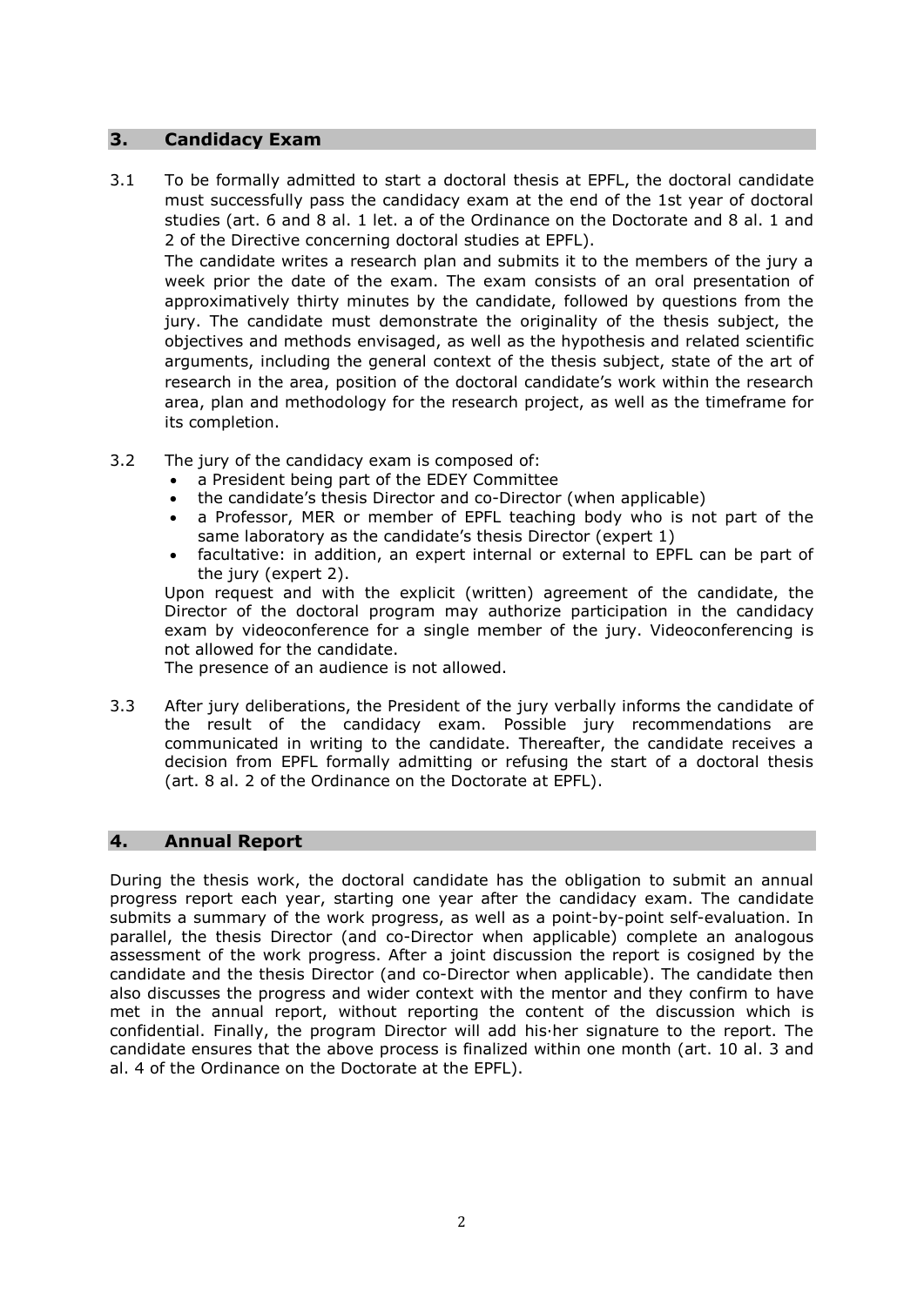## 3. Candidacy Exam

3.1 To be formally admitted to start a doctoral thesis at EPFL, the doctoral candidate must successfully pass the candidacy exam at the end of the 1st year of doctoral studies (art. 6 and 8 al. 1 let. a of the Ordinance on the Doctorate and 8 al. 1 and 2 of the Directive concerning doctoral studies at EPFL).

The candidate writes a research plan and submits it to the members of the jury a week prior the date of the exam. The exam consists of an oral presentation of approximatively thirty minutes by the candidate, followed by questions from the jury. The candidate must demonstrate the originality of the thesis subject, the objectives and methods envisaged, as well as the hypothesis and related scientific arguments, including the general context of the thesis subject, state of the art of research in the area, position of the doctoral candidate's work within the research area, plan and methodology for the research project, as well as the timeframe for its completion.

3.2 The jury of the candidacy exam is composed of:

- a President being part of the EDEY Committee
- the candidate's thesis Director and co-Director (when applicable)
- a Professor, MER or member of EPFL teaching body who is not part of the same laboratory as the candidate's thesis Director (expert 1)
- facultative: in addition, an expert internal or external to EPFL can be part of the jury (expert 2).

Upon request and with the explicit (written) agreement of the candidate, the Director of the doctoral program may authorize participation in the candidacy exam by videoconference for a single member of the jury. Videoconferencing is not allowed for the candidate.

The presence of an audience is not allowed.

3.3 After jury deliberations, the President of the jury verbally informs the candidate of the result of the candidacy exam. Possible jury recommendations are communicated in writing to the candidate. Thereafter, the candidate receives a decision from EPFL formally admitting or refusing the start of a doctoral thesis (art. 8 al. 2 of the Ordinance on the Doctorate at EPFL).

## 4. Annual Report

During the thesis work, the doctoral candidate has the obligation to submit an annual progress report each year, starting one year after the candidacy exam. The candidate submits a summary of the work progress, as well as a point-by-point self-evaluation. In parallel, the thesis Director (and co-Director when applicable) complete an analogous assessment of the work progress. After a joint discussion the report is cosigned by the candidate and the thesis Director (and co-Director when applicable). The candidate then also discusses the progress and wider context with the mentor and they confirm to have met in the annual report, without reporting the content of the discussion which is confidential. Finally, the program Director will add his·her signature to the report. The candidate ensures that the above process is finalized within one month (art. 10 al. 3 and al. 4 of the Ordinance on the Doctorate at the EPFL).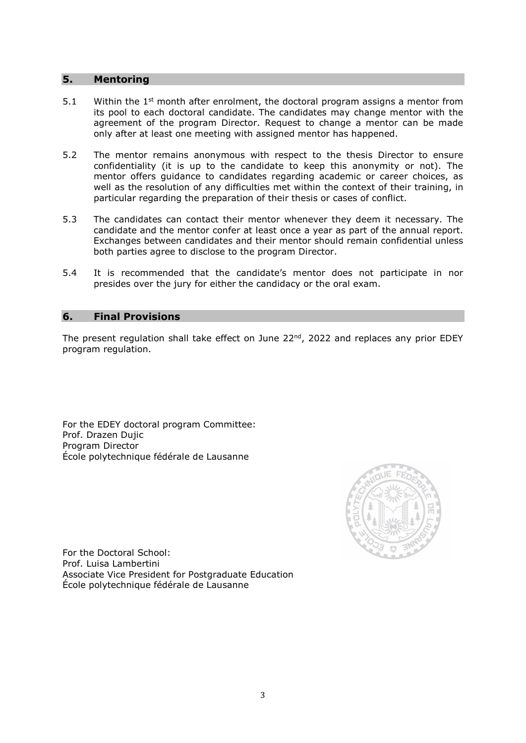## 5. Mentoring

5.1 Within the 1st month after enrolment, the doctoral program assigns a mentor from its pool to each doctoral candidate. The candidates may change mentor with the agreement of the program Director. Request to change a mentor can be made only after at least one meeting with assigned mentor has happened.

5.2 The mentor remains anonymous with respect to the thesis Director to ensure confidentiality (it is up to the candidate to keep this anonymity or not). The mentor offers guidance to candidates regarding academic or career choices, as well as the resolution of any difficulties met within the context of their training, in particular regarding the preparation of their thesis or cases of conflict.

5.3 The candidates can contact their mentor whenever they deem it necessary. The candidate and the mentor confer at least once a year as part of the annual report. Exchanges between candidates and their mentor should remain confidential unless both parties agree to disclose to the program Director.

5.4 It is recommended that the candidate's mentor does not participate in nor presides over the jury for either the candidacy or the oral exam.

## 6. Final Provisions

The present regulation shall take effect on June 22nd, 2022 and replaces any prior EDEY program regulation.

For the EDEY doctoral program Committee:
Prof. Drazen Dujic
Program Director
École polytechnique fédérale de Lausanne

For the Doctoral School:
Prof. Luisa Lambertini
Associate Vice President for Postgraduate Education
École polytechnique fédérale de Lausanne